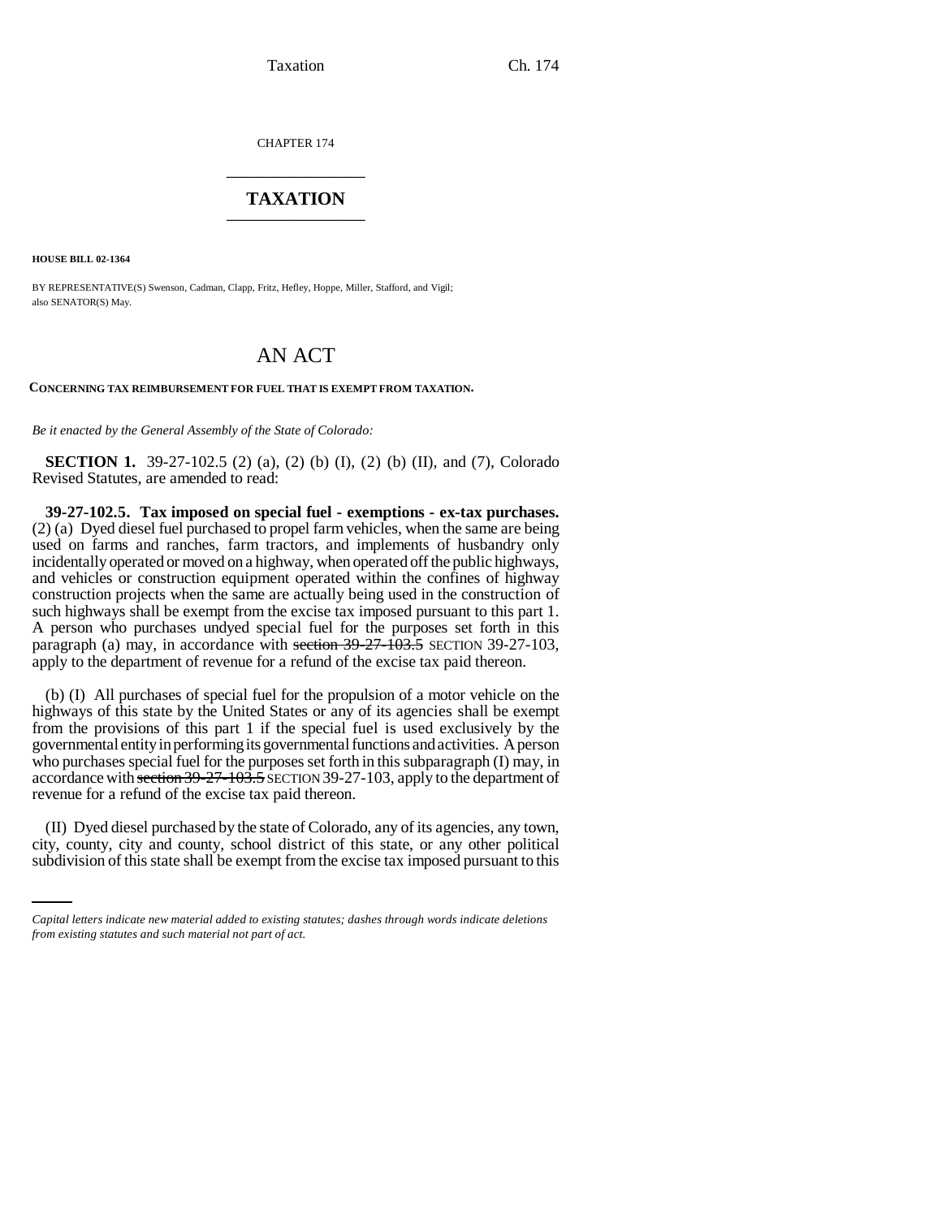CHAPTER 174

# TAXATION

**HOUSE BILL 02-1364**

BY REPRESENTATIVE(S) Swenson, Cadman, Clapp, Fritz, Hefley, Hoppe, Miller, Stafford, and Vigil;
also SENATOR(S) May.

# AN ACT

**CONCERNING TAX REIMBURSEMENT FOR FUEL THAT IS EXEMPT FROM TAXATION.**

*Be it enacted by the General Assembly of the State of Colorado:*

**SECTION 1.** 39-27-102.5 (2) (a), (2) (b) (I), (2) (b) (II), and (7), Colorado Revised Statutes, are amended to read:

**39-27-102.5. Tax imposed on special fuel - exemptions - ex-tax purchases.** (2) (a) Dyed diesel fuel purchased to propel farm vehicles, when the same are being used on farms and ranches, farm tractors, and implements of husbandry only incidentally operated or moved on a highway, when operated off the public highways, and vehicles or construction equipment operated within the confines of highway construction projects when the same are actually being used in the construction of such highways shall be exempt from the excise tax imposed pursuant to this part 1. A person who purchases undyed special fuel for the purposes set forth in this paragraph (a) may, in accordance with ~~section 39-27-103.5~~ SECTION 39-27-103, apply to the department of revenue for a refund of the excise tax paid thereon.

(b) (I) All purchases of special fuel for the propulsion of a motor vehicle on the highways of this state by the United States or any of its agencies shall be exempt from the provisions of this part 1 if the special fuel is used exclusively by the governmental entity in performing its governmental functions and activities. A person who purchases special fuel for the purposes set forth in this subparagraph (I) may, in accordance with ~~section 39-27-103.5~~ SECTION 39-27-103, apply to the department of revenue for a refund of the excise tax paid thereon.

(II) Dyed diesel purchased by the state of Colorado, any of its agencies, any town, city, county, city and county, school district of this state, or any other political subdivision of this state shall be exempt from the excise tax imposed pursuant to this

*Capital letters indicate new material added to existing statutes; dashes through words indicate deletions from existing statutes and such material not part of act.*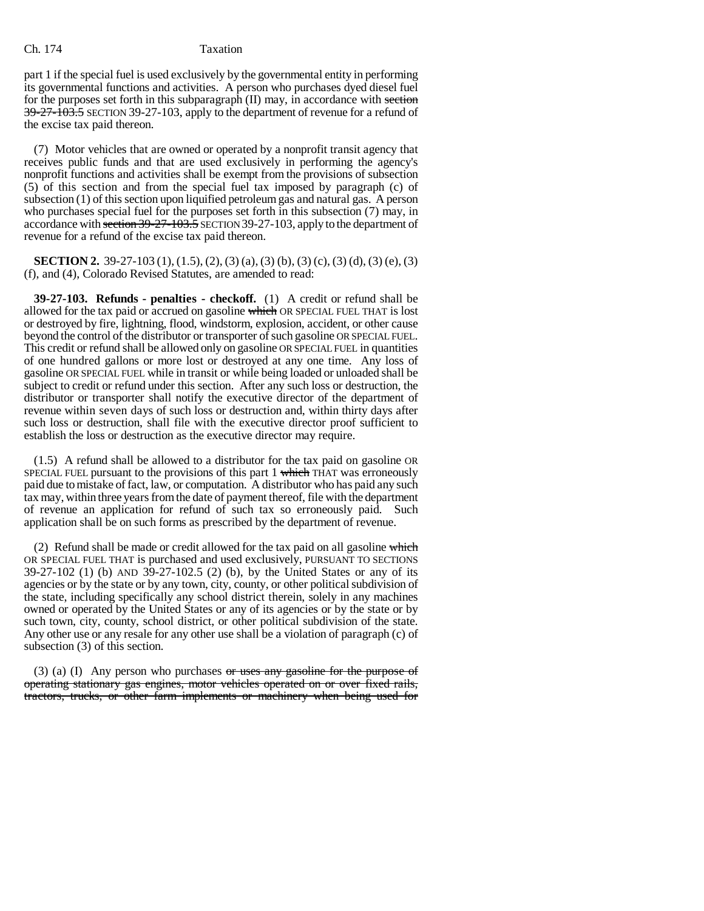part 1 if the special fuel is used exclusively by the governmental entity in performing its governmental functions and activities. A person who purchases dyed diesel fuel for the purposes set forth in this subparagraph (II) may, in accordance with ~~section 39-27-103.5~~ SECTION 39-27-103, apply to the department of revenue for a refund of the excise tax paid thereon.

(7) Motor vehicles that are owned or operated by a nonprofit transit agency that receives public funds and that are used exclusively in performing the agency's nonprofit functions and activities shall be exempt from the provisions of subsection (5) of this section and from the special fuel tax imposed by paragraph (c) of subsection (1) of this section upon liquified petroleum gas and natural gas. A person who purchases special fuel for the purposes set forth in this subsection (7) may, in accordance with ~~section 39-27-103.5~~ SECTION 39-27-103, apply to the department of revenue for a refund of the excise tax paid thereon.

**SECTION 2.** 39-27-103 (1), (1.5), (2), (3) (a), (3) (b), (3) (c), (3) (d), (3) (e), (3) (f), and (4), Colorado Revised Statutes, are amended to read:

**39-27-103. Refunds - penalties - checkoff.** (1) A credit or refund shall be allowed for the tax paid or accrued on gasoline ~~which~~ OR SPECIAL FUEL THAT is lost or destroyed by fire, lightning, flood, windstorm, explosion, accident, or other cause beyond the control of the distributor or transporter of such gasoline OR SPECIAL FUEL. This credit or refund shall be allowed only on gasoline OR SPECIAL FUEL in quantities of one hundred gallons or more lost or destroyed at any one time. Any loss of gasoline OR SPECIAL FUEL while in transit or while being loaded or unloaded shall be subject to credit or refund under this section. After any such loss or destruction, the distributor or transporter shall notify the executive director of the department of revenue within seven days of such loss or destruction and, within thirty days after such loss or destruction, shall file with the executive director proof sufficient to establish the loss or destruction as the executive director may require.

(1.5) A refund shall be allowed to a distributor for the tax paid on gasoline OR SPECIAL FUEL pursuant to the provisions of this part 1 ~~which~~ THAT was erroneously paid due to mistake of fact, law, or computation. A distributor who has paid any such tax may, within three years from the date of payment thereof, file with the department of revenue an application for refund of such tax so erroneously paid. Such application shall be on such forms as prescribed by the department of revenue.

(2) Refund shall be made or credit allowed for the tax paid on all gasoline ~~which~~ OR SPECIAL FUEL THAT is purchased and used exclusively, PURSUANT TO SECTIONS 39-27-102 (1) (b) AND 39-27-102.5 (2) (b), by the United States or any of its agencies or by the state or by any town, city, county, or other political subdivision of the state, including specifically any school district therein, solely in any machines owned or operated by the United States or any of its agencies or by the state or by such town, city, county, school district, or other political subdivision of the state. Any other use or any resale for any other use shall be a violation of paragraph (c) of subsection (3) of this section.

(3) (a) (I) Any person who purchases ~~or uses any gasoline for the purpose of operating stationary gas engines, motor vehicles operated on or over fixed rails, tractors, trucks, or other farm implements or machinery when being used for~~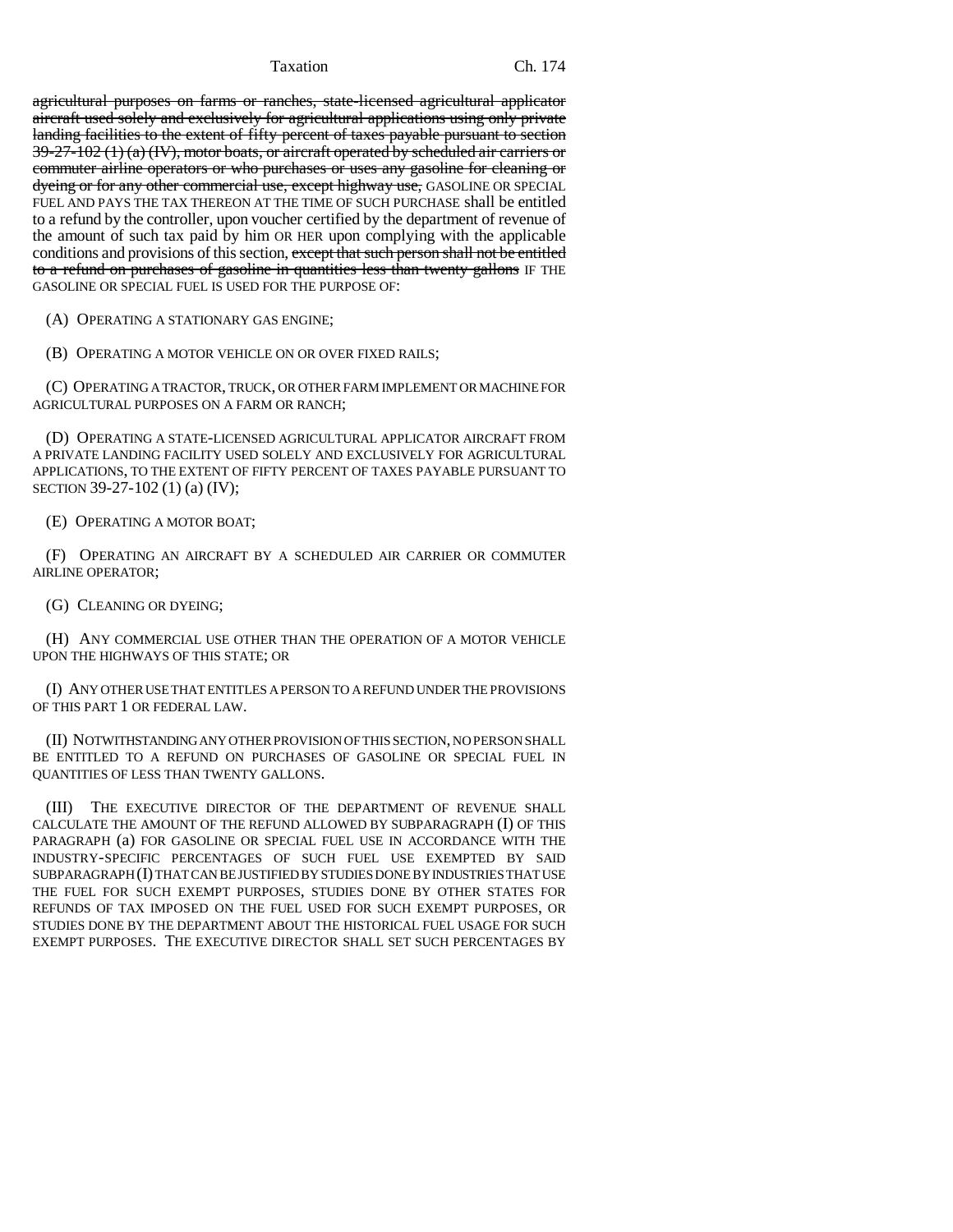~~agricultural purposes on farms or ranches, state-licensed agricultural applicator aircraft used solely and exclusively for agricultural applications using only private landing facilities to the extent of fifty percent of taxes payable pursuant to section 39-27-102 (1) (a) (IV), motor boats, or aircraft operated by scheduled air carriers or commuter airline operators or who purchases or uses any gasoline for cleaning or dyeing or for any other commercial use, except highway use,~~ GASOLINE OR SPECIAL FUEL AND PAYS THE TAX THEREON AT THE TIME OF SUCH PURCHASE shall be entitled to a refund by the controller, upon voucher certified by the department of revenue of the amount of such tax paid by him OR HER upon complying with the applicable conditions and provisions of this section, ~~except that such person shall not be entitled to a refund on purchases of gasoline in quantities less than twenty gallons~~ IF THE GASOLINE OR SPECIAL FUEL IS USED FOR THE PURPOSE OF:

(A) OPERATING A STATIONARY GAS ENGINE;

(B) OPERATING A MOTOR VEHICLE ON OR OVER FIXED RAILS;

(C) OPERATING A TRACTOR, TRUCK, OR OTHER FARM IMPLEMENT OR MACHINE FOR AGRICULTURAL PURPOSES ON A FARM OR RANCH;

(D) OPERATING A STATE-LICENSED AGRICULTURAL APPLICATOR AIRCRAFT FROM A PRIVATE LANDING FACILITY USED SOLELY AND EXCLUSIVELY FOR AGRICULTURAL APPLICATIONS, TO THE EXTENT OF FIFTY PERCENT OF TAXES PAYABLE PURSUANT TO SECTION 39-27-102 (1) (a) (IV);

(E) OPERATING A MOTOR BOAT;

(F) OPERATING AN AIRCRAFT BY A SCHEDULED AIR CARRIER OR COMMUTER AIRLINE OPERATOR;

(G) CLEANING OR DYEING;

(H) ANY COMMERCIAL USE OTHER THAN THE OPERATION OF A MOTOR VEHICLE UPON THE HIGHWAYS OF THIS STATE; OR

(I) ANY OTHER USE THAT ENTITLES A PERSON TO A REFUND UNDER THE PROVISIONS OF THIS PART 1 OR FEDERAL LAW.

(II) NOTWITHSTANDING ANY OTHER PROVISION OF THIS SECTION, NO PERSON SHALL BE ENTITLED TO A REFUND ON PURCHASES OF GASOLINE OR SPECIAL FUEL IN QUANTITIES OF LESS THAN TWENTY GALLONS.

(III) THE EXECUTIVE DIRECTOR OF THE DEPARTMENT OF REVENUE SHALL CALCULATE THE AMOUNT OF THE REFUND ALLOWED BY SUBPARAGRAPH (I) OF THIS PARAGRAPH (a) FOR GASOLINE OR SPECIAL FUEL USE IN ACCORDANCE WITH THE INDUSTRY-SPECIFIC PERCENTAGES OF SUCH FUEL USE EXEMPTED BY SAID SUBPARAGRAPH (I) THAT CAN BE JUSTIFIED BY STUDIES DONE BY INDUSTRIES THAT USE THE FUEL FOR SUCH EXEMPT PURPOSES, STUDIES DONE BY OTHER STATES FOR REFUNDS OF TAX IMPOSED ON THE FUEL USED FOR SUCH EXEMPT PURPOSES, OR STUDIES DONE BY THE DEPARTMENT ABOUT THE HISTORICAL FUEL USAGE FOR SUCH EXEMPT PURPOSES. THE EXECUTIVE DIRECTOR SHALL SET SUCH PERCENTAGES BY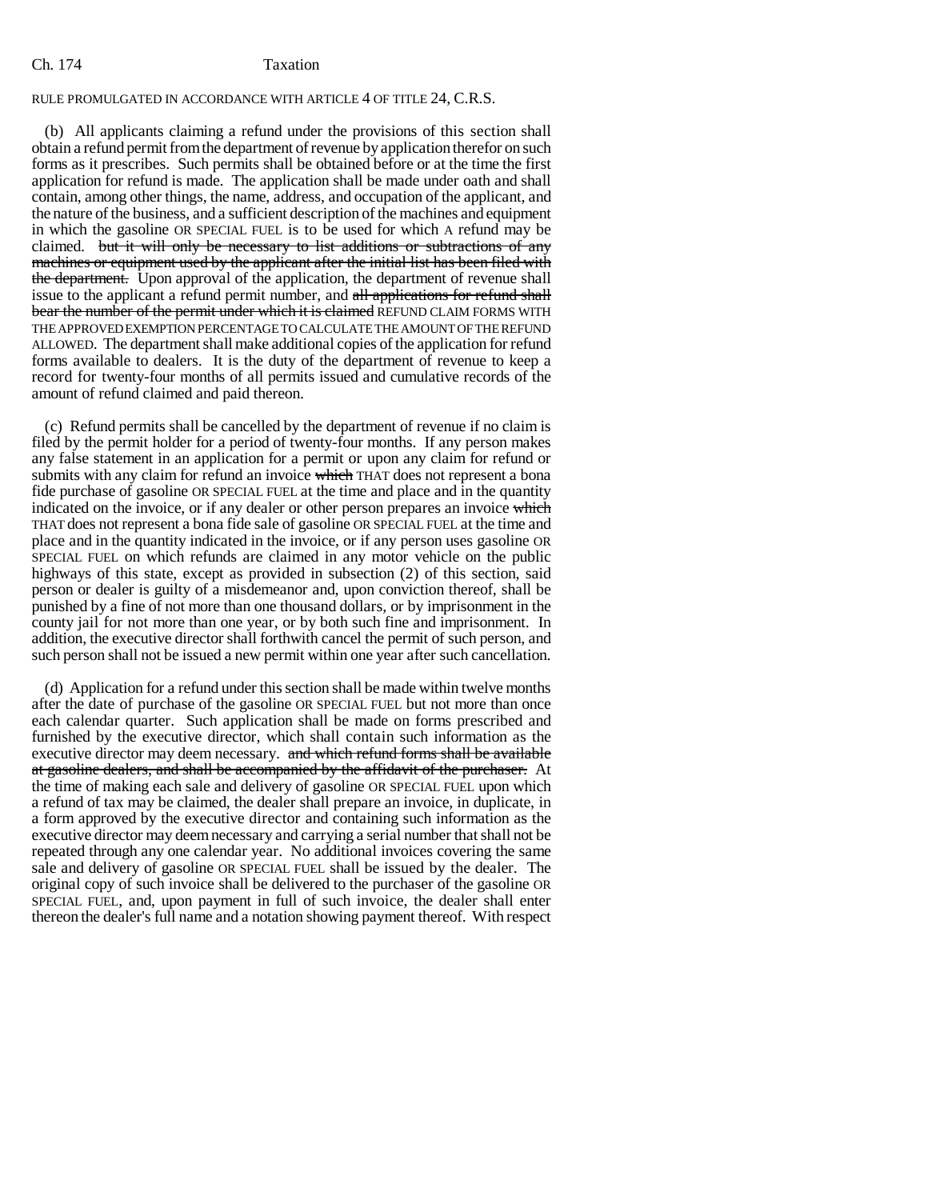RULE PROMULGATED IN ACCORDANCE WITH ARTICLE 4 OF TITLE 24, C.R.S.

(b) All applicants claiming a refund under the provisions of this section shall obtain a refund permit from the department of revenue by application therefor on such forms as it prescribes. Such permits shall be obtained before or at the time the first application for refund is made. The application shall be made under oath and shall contain, among other things, the name, address, and occupation of the applicant, and the nature of the business, and a sufficient description of the machines and equipment in which the gasoline OR SPECIAL FUEL is to be used for which A refund may be claimed. ~~but it will only be necessary to list additions or subtractions of any machines or equipment used by the applicant after the initial list has been filed with the department.~~ Upon approval of the application, the department of revenue shall issue to the applicant a refund permit number, and ~~all applications for refund shall bear the number of the permit under which it is claimed~~ REFUND CLAIM FORMS WITH THE APPROVED EXEMPTION PERCENTAGE TO CALCULATE THE AMOUNT OF THE REFUND ALLOWED. The department shall make additional copies of the application for refund forms available to dealers. It is the duty of the department of revenue to keep a record for twenty-four months of all permits issued and cumulative records of the amount of refund claimed and paid thereon.

(c) Refund permits shall be cancelled by the department of revenue if no claim is filed by the permit holder for a period of twenty-four months. If any person makes any false statement in an application for a permit or upon any claim for refund or submits with any claim for refund an invoice ~~which~~ THAT does not represent a bona fide purchase of gasoline OR SPECIAL FUEL at the time and place and in the quantity indicated on the invoice, or if any dealer or other person prepares an invoice ~~which~~ THAT does not represent a bona fide sale of gasoline OR SPECIAL FUEL at the time and place and in the quantity indicated in the invoice, or if any person uses gasoline OR SPECIAL FUEL on which refunds are claimed in any motor vehicle on the public highways of this state, except as provided in subsection (2) of this section, said person or dealer is guilty of a misdemeanor and, upon conviction thereof, shall be punished by a fine of not more than one thousand dollars, or by imprisonment in the county jail for not more than one year, or by both such fine and imprisonment. In addition, the executive director shall forthwith cancel the permit of such person, and such person shall not be issued a new permit within one year after such cancellation.

(d) Application for a refund under this section shall be made within twelve months after the date of purchase of the gasoline OR SPECIAL FUEL but not more than once each calendar quarter. Such application shall be made on forms prescribed and furnished by the executive director, which shall contain such information as the executive director may deem necessary. ~~and which refund forms shall be available at gasoline dealers, and shall be accompanied by the affidavit of the purchaser.~~ At the time of making each sale and delivery of gasoline OR SPECIAL FUEL upon which a refund of tax may be claimed, the dealer shall prepare an invoice, in duplicate, in a form approved by the executive director and containing such information as the executive director may deem necessary and carrying a serial number that shall not be repeated through any one calendar year. No additional invoices covering the same sale and delivery of gasoline OR SPECIAL FUEL shall be issued by the dealer. The original copy of such invoice shall be delivered to the purchaser of the gasoline OR SPECIAL FUEL, and, upon payment in full of such invoice, the dealer shall enter thereon the dealer's full name and a notation showing payment thereof. With respect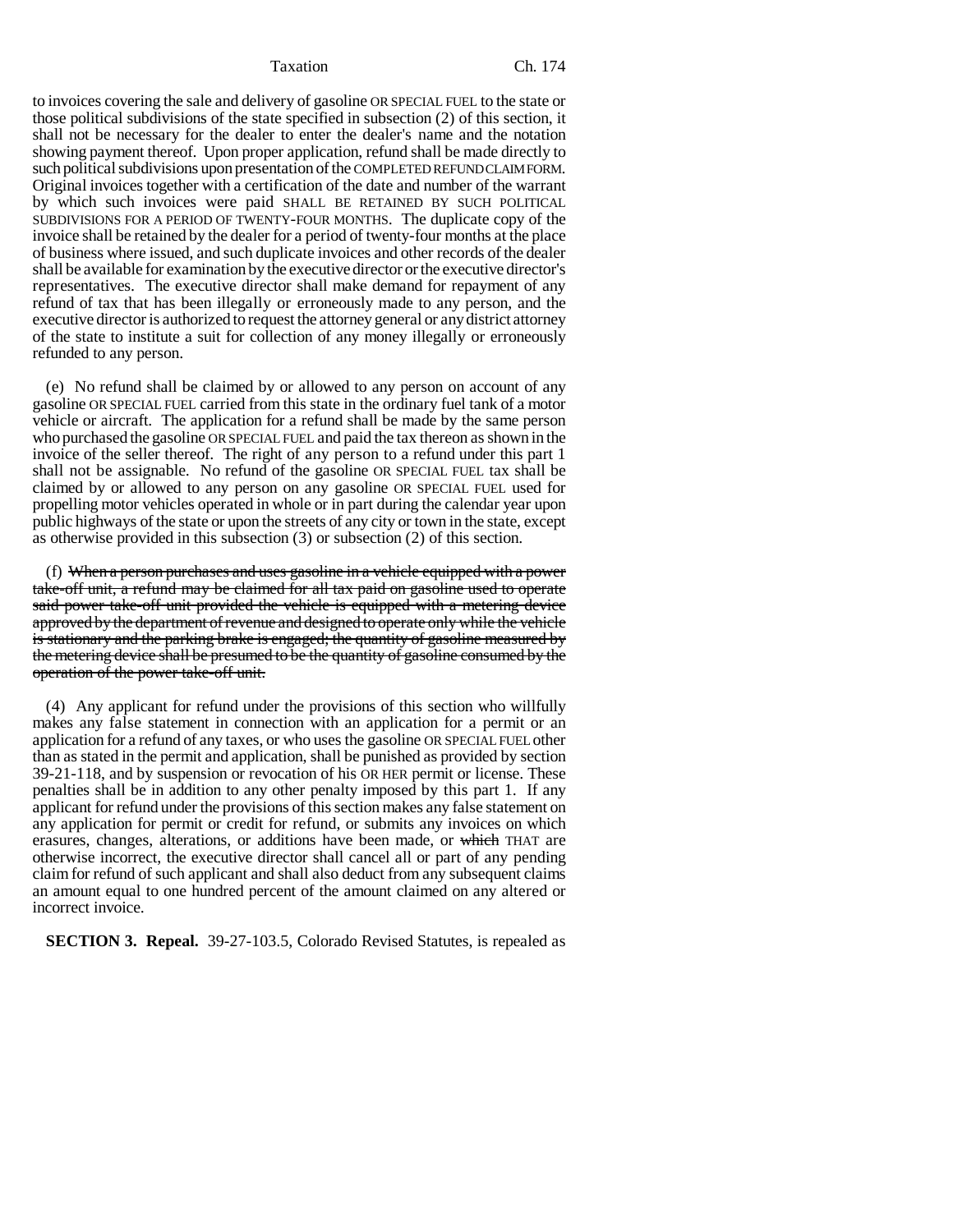to invoices covering the sale and delivery of gasoline OR SPECIAL FUEL to the state or those political subdivisions of the state specified in subsection (2) of this section, it shall not be necessary for the dealer to enter the dealer's name and the notation showing payment thereof. Upon proper application, refund shall be made directly to such political subdivisions upon presentation of the COMPLETED REFUND CLAIM FORM. Original invoices together with a certification of the date and number of the warrant by which such invoices were paid SHALL BE RETAINED BY SUCH POLITICAL SUBDIVISIONS FOR A PERIOD OF TWENTY-FOUR MONTHS. The duplicate copy of the invoice shall be retained by the dealer for a period of twenty-four months at the place of business where issued, and such duplicate invoices and other records of the dealer shall be available for examination by the executive director or the executive director's representatives. The executive director shall make demand for repayment of any refund of tax that has been illegally or erroneously made to any person, and the executive director is authorized to request the attorney general or any district attorney of the state to institute a suit for collection of any money illegally or erroneously refunded to any person.

(e) No refund shall be claimed by or allowed to any person on account of any gasoline OR SPECIAL FUEL carried from this state in the ordinary fuel tank of a motor vehicle or aircraft. The application for a refund shall be made by the same person who purchased the gasoline OR SPECIAL FUEL and paid the tax thereon as shown in the invoice of the seller thereof. The right of any person to a refund under this part 1 shall not be assignable. No refund of the gasoline OR SPECIAL FUEL tax shall be claimed by or allowed to any person on any gasoline OR SPECIAL FUEL used for propelling motor vehicles operated in whole or in part during the calendar year upon public highways of the state or upon the streets of any city or town in the state, except as otherwise provided in this subsection (3) or subsection (2) of this section.

(f) ~~When a person purchases and uses gasoline in a vehicle equipped with a power take-off unit, a refund may be claimed for all tax paid on gasoline used to operate said power take-off unit provided the vehicle is equipped with a metering device approved by the department of revenue and designed to operate only while the vehicle is stationary and the parking brake is engaged; the quantity of gasoline measured by the metering device shall be presumed to be the quantity of gasoline consumed by the operation of the power take-off unit.~~

(4) Any applicant for refund under the provisions of this section who willfully makes any false statement in connection with an application for a permit or an application for a refund of any taxes, or who uses the gasoline OR SPECIAL FUEL other than as stated in the permit and application, shall be punished as provided by section 39-21-118, and by suspension or revocation of his OR HER permit or license. These penalties shall be in addition to any other penalty imposed by this part 1. If any applicant for refund under the provisions of this section makes any false statement on any application for permit or credit for refund, or submits any invoices on which erasures, changes, alterations, or additions have been made, or ~~which~~ THAT are otherwise incorrect, the executive director shall cancel all or part of any pending claim for refund of such applicant and shall also deduct from any subsequent claims an amount equal to one hundred percent of the amount claimed on any altered or incorrect invoice.

**SECTION 3. Repeal.** 39-27-103.5, Colorado Revised Statutes, is repealed as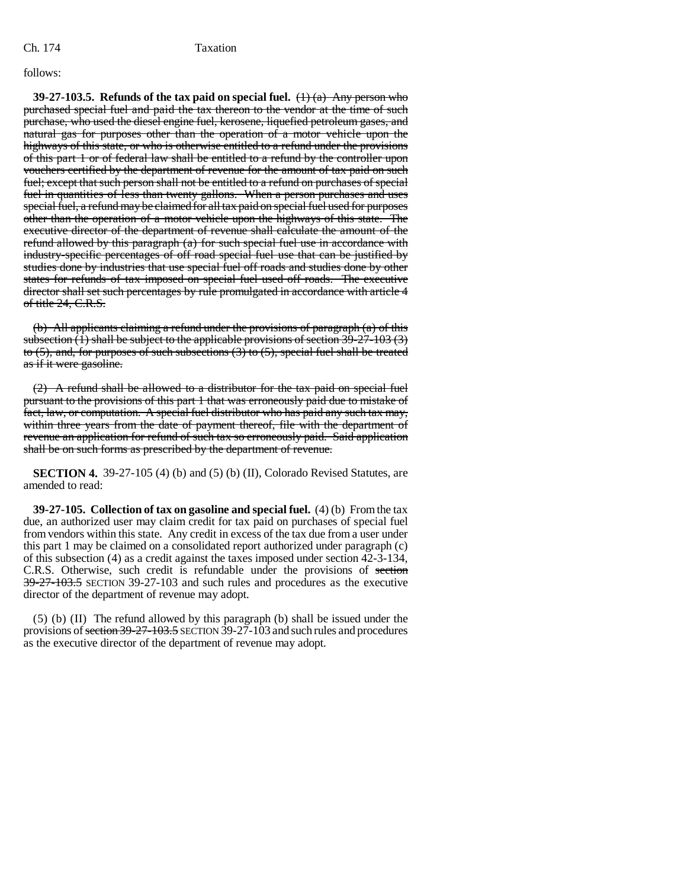follows:

**39-27-103.5. Refunds of the tax paid on special fuel.** ~~(1) (a) Any person who purchased special fuel and paid the tax thereon to the vendor at the time of such purchase, who used the diesel engine fuel, kerosene, liquefied petroleum gases, and natural gas for purposes other than the operation of a motor vehicle upon the highways of this state, or who is otherwise entitled to a refund under the provisions of this part 1 or of federal law shall be entitled to a refund by the controller upon vouchers certified by the department of revenue for the amount of tax paid on such fuel; except that such person shall not be entitled to a refund on purchases of special fuel in quantities of less than twenty gallons. When a person purchases and uses special fuel, a refund may be claimed for all tax paid on special fuel used for purposes other than the operation of a motor vehicle upon the highways of this state. The executive director of the department of revenue shall calculate the amount of the refund allowed by this paragraph (a) for such special fuel use in accordance with industry-specific percentages of off road special fuel use that can be justified by studies done by industries that use special fuel off roads and studies done by other states for refunds of tax imposed on special fuel used off roads. The executive director shall set such percentages by rule promulgated in accordance with article 4 of title 24, C.R.S.~~

~~(b) All applicants claiming a refund under the provisions of paragraph (a) of this subsection (1) shall be subject to the applicable provisions of section 39-27-103 (3) to (5), and, for purposes of such subsections (3) to (5), special fuel shall be treated as if it were gasoline.~~

~~(2) A refund shall be allowed to a distributor for the tax paid on special fuel pursuant to the provisions of this part 1 that was erroneously paid due to mistake of fact, law, or computation. A special fuel distributor who has paid any such tax may, within three years from the date of payment thereof, file with the department of revenue an application for refund of such tax so erroneously paid. Said application shall be on such forms as prescribed by the department of revenue.~~

**SECTION 4.** 39-27-105 (4) (b) and (5) (b) (II), Colorado Revised Statutes, are amended to read:

**39-27-105. Collection of tax on gasoline and special fuel.** (4) (b) From the tax due, an authorized user may claim credit for tax paid on purchases of special fuel from vendors within this state. Any credit in excess of the tax due from a user under this part 1 may be claimed on a consolidated report authorized under paragraph (c) of this subsection (4) as a credit against the taxes imposed under section 42-3-134, C.R.S. Otherwise, such credit is refundable under the provisions of ~~section 39-27-103.5~~ SECTION 39-27-103 and such rules and procedures as the executive director of the department of revenue may adopt.

(5) (b) (II) The refund allowed by this paragraph (b) shall be issued under the provisions of ~~section 39-27-103.5~~ SECTION 39-27-103 and such rules and procedures as the executive director of the department of revenue may adopt.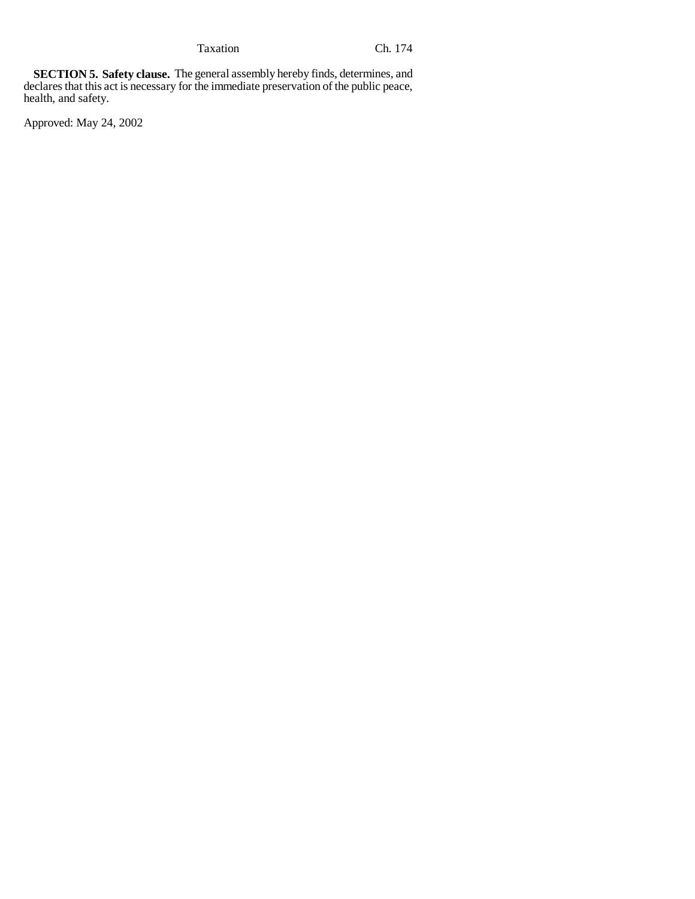**SECTION 5. Safety clause.** The general assembly hereby finds, determines, and declares that this act is necessary for the immediate preservation of the public peace, health, and safety.

Approved: May 24, 2002